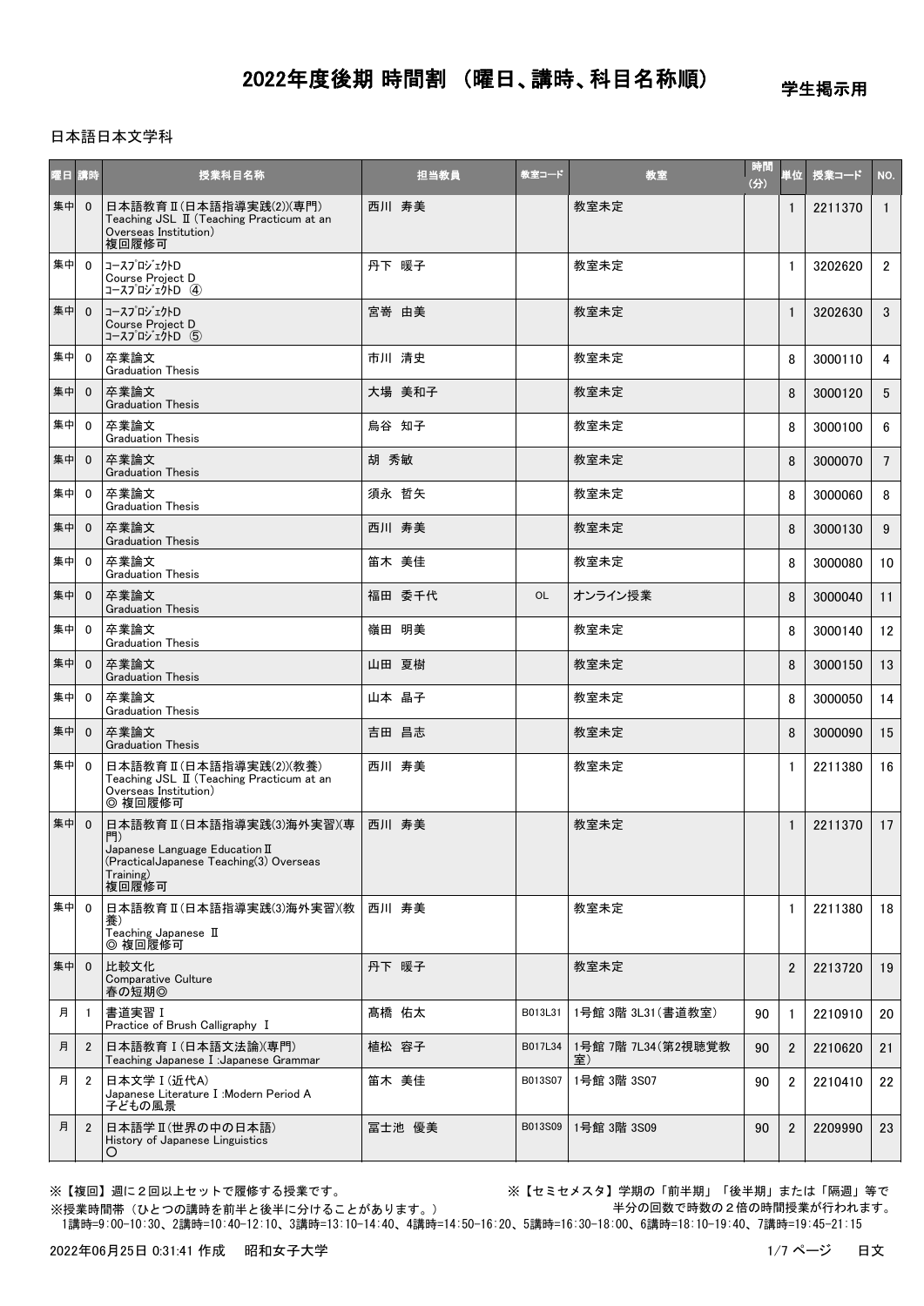# 2022年度後期 時間割 （曜日、講時、科目名称順）

学生掲示用

日本語日本文学科

| 曜日 | 講時 | 授業科目名称 | 担当教員 | 教室コード | 教室 | 時間(分) | 単位 | 授業コード | NO. |
|---|---|---|---|---|---|---|---|---|---|
| 集中 | 0 | 日本語教育Ⅱ(日本語指導実践(2))(専門) Teaching JSL Ⅱ (Teaching Practicum at an Overseas Institution) 複回履修可 | 西川 寿美 | | 教室未定 | | 1 | 2211370 | 1 |
| 集中 | 0 | コースプロジェクトD Course Project D コースプロジェクトD ④ | 丹下 暖子 | | 教室未定 | | 1 | 3202620 | 2 |
| 集中 | 0 | コースプロジェクトD Course Project D コースプロジェクトD ⑤ | 宮嵜 由美 | | 教室未定 | | 1 | 3202630 | 3 |
| 集中 | 0 | 卒業論文 Graduation Thesis | 市川 清史 | | 教室未定 | | 8 | 3000110 | 4 |
| 集中 | 0 | 卒業論文 Graduation Thesis | 大場 美和子 | | 教室未定 | | 8 | 3000120 | 5 |
| 集中 | 0 | 卒業論文 Graduation Thesis | 烏谷 知子 | | 教室未定 | | 8 | 3000100 | 6 |
| 集中 | 0 | 卒業論文 Graduation Thesis | 胡 秀敏 | | 教室未定 | | 8 | 3000070 | 7 |
| 集中 | 0 | 卒業論文 Graduation Thesis | 須永 哲矢 | | 教室未定 | | 8 | 3000060 | 8 |
| 集中 | 0 | 卒業論文 Graduation Thesis | 西川 寿美 | | 教室未定 | | 8 | 3000130 | 9 |
| 集中 | 0 | 卒業論文 Graduation Thesis | 笛木 美佳 | | 教室未定 | | 8 | 3000080 | 10 |
| 集中 | 0 | 卒業論文 Graduation Thesis | 福田 委千代 | OL | オンライン授業 | | 8 | 3000040 | 11 |
| 集中 | 0 | 卒業論文 Graduation Thesis | 嶺田 明美 | | 教室未定 | | 8 | 3000140 | 12 |
| 集中 | 0 | 卒業論文 Graduation Thesis | 山田 夏樹 | | 教室未定 | | 8 | 3000150 | 13 |
| 集中 | 0 | 卒業論文 Graduation Thesis | 山本 晶子 | | 教室未定 | | 8 | 3000050 | 14 |
| 集中 | 0 | 卒業論文 Graduation Thesis | 吉田 昌志 | | 教室未定 | | 8 | 3000090 | 15 |
| 集中 | 0 | 日本語教育Ⅱ(日本語指導実践(2))(教養) Teaching JSL Ⅱ (Teaching Practicum at an Overseas Institution) ◎ 複回履修可 | 西川 寿美 | | 教室未定 | | 1 | 2211380 | 16 |
| 集中 | 0 | 日本語教育Ⅱ(日本語指導実践(3)海外実習)(専門) Japanese Language Education Ⅱ (PracticalJapanese Teaching(3) Overseas Training) 複回履修可 | 西川 寿美 | | 教室未定 | | 1 | 2211370 | 17 |
| 集中 | 0 | 日本語教育Ⅱ(日本語指導実践(3)海外実習)(教養) Teaching Japanese Ⅱ ◎ 複回履修可 | 西川 寿美 | | 教室未定 | | 1 | 2211380 | 18 |
| 集中 | 0 | 比較文化 Comparative Culture 春の短期◎ | 丹下 暖子 | | 教室未定 | | 2 | 2213720 | 19 |
| 月 | 1 | 書道実習Ⅰ Practice of Brush Calligraphy Ⅰ | 髙橋 佑太 | B013L31 | 1号館 3階 3L31(書道教室) | 90 | 1 | 2210910 | 20 |
| 月 | 2 | 日本語教育Ⅰ(日本語文法論)(専門) Teaching Japanese Ⅰ:Japanese Grammar | 植松 容子 | B017L34 | 1号館 7階 7L34(第2視聴覚教室) | 90 | 2 | 2210620 | 21 |
| 月 | 2 | 日本文学Ⅰ(近代A) Japanese Literature Ⅰ:Modern Period A 子どもの風景 | 笛木 美佳 | B013S07 | 1号館 3階 3S07 | 90 | 2 | 2210410 | 22 |
| 月 | 2 | 日本語学Ⅱ(世界の中の日本語) History of Japanese Linguistics ○ | 冨士池 優美 | B013S09 | 1号館 3階 3S09 | 90 | 2 | 2209990 | 23 |

※【複回】週に２回以上セットで履修する授業です。

※【セミセメスタ】学期の「前半期」「後半期」または「隔週」等で半分の回数で時数の２倍の時間授業が行われます。

※授業時間帯（ひとつの講時を前半と後半に分けることがあります。）

1講時=9:00-10:30、2講時=10:40-12:10、3講時=13:10-14:40、4講時=14:50-16:20、5講時=16:30-18:00、6講時=18:10-19:40、7講時=19:45-21:15

2022年06月25日 0:31:41 作成　昭和女子大学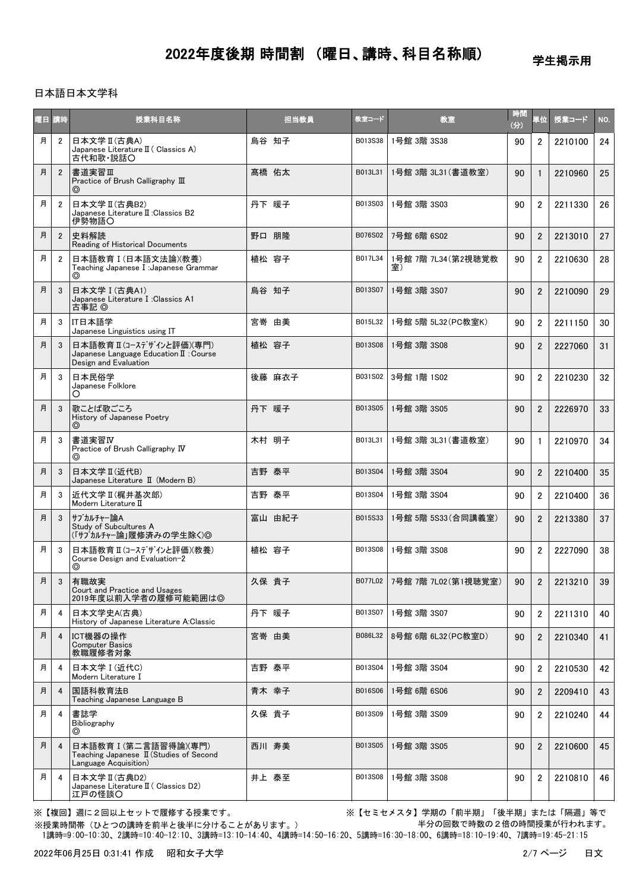# 2022年度後期 時間割 （曜日、講時、科目名称順）

学生掲示用

日本語日本文学科

| 曜日 | 講時 | 授業科目名称 | 担当教員 | 教室コード | 教室 | 時間(分) | 単位 | 授業コード | NO. |
|---|---|---|---|---|---|---|---|---|---|
| 月 | 2 | 日本文学Ⅱ(古典A)<br>Japanese Literature Ⅱ ( Classics A)<br>古代和歌・説話〇 | 烏谷 知子 | B013S38 | 1号館 3階 3S38 | 90 | 2 | 2210100 | 24 |
| 月 | 2 | 書道実習Ⅲ<br>Practice of Brush Calligraphy Ⅲ<br>◎ | 髙橋 佑太 | B013L31 | 1号館 3階 3L31(書道教室) | 90 | 1 | 2210960 | 25 |
| 月 | 2 | 日本文学Ⅱ(古典B2)<br>Japanese Literature Ⅱ :Classics B2<br>伊勢物語〇 | 丹下 暖子 | B013S03 | 1号館 3階 3S03 | 90 | 2 | 2211330 | 26 |
| 月 | 2 | 史料解読<br>Reading of Historical Documents | 野口 朋隆 | B076S02 | 7号館 6階 6S02 | 90 | 2 | 2213010 | 27 |
| 月 | 2 | 日本語教育Ⅰ(日本語文法論)(教養)<br>Teaching Japanese Ⅰ :Japanese Grammar<br>◎ | 植松 容子 | B017L34 | 1号館 7階 7L34(第2視聴覚教室) | 90 | 2 | 2210630 | 28 |
| 月 | 3 | 日本文学Ⅰ(古典A1)<br>Japanese Literature Ⅰ :Classics A1<br>古事記 ◎ | 烏谷 知子 | B013S07 | 1号館 3階 3S07 | 90 | 2 | 2210090 | 29 |
| 月 | 3 | IT日本語学<br>Japanese Linguistics using IT | 宮嵜 由美 | B015L32 | 1号館 5階 5L32(PC教室K) | 90 | 2 | 2211150 | 30 |
| 月 | 3 | 日本語教育Ⅱ(ｺｰｽﾃﾞｻﾞｲﾝと評価)(専門)<br>Japanese Language Education Ⅱ : Course Design and Evaluation | 植松 容子 | B013S08 | 1号館 3階 3S08 | 90 | 2 | 2227060 | 31 |
| 月 | 3 | 日本民俗学<br>Japanese Folklore<br>〇 | 後藤 麻衣子 | B031S02 | 3号館 1階 1S02 | 90 | 2 | 2210230 | 32 |
| 月 | 3 | 歌ことば歌ごころ<br>History of Japanese Poetry<br>◎ | 丹下 暖子 | B013S05 | 1号館 3階 3S05 | 90 | 2 | 2226970 | 33 |
| 月 | 3 | 書道実習Ⅳ<br>Practice of Brush Calligraphy Ⅳ<br>◎ | 木村 明子 | B013L31 | 1号館 3階 3L31(書道教室) | 90 | 1 | 2210970 | 34 |
| 月 | 3 | 日本文学Ⅱ(近代B)<br>Japanese Literature Ⅱ (Modern B) | 吉野 泰平 | B013S04 | 1号館 3階 3S04 | 90 | 2 | 2210400 | 35 |
| 月 | 3 | 近代文学Ⅱ(梶井基次郎)<br>Modern Literature Ⅱ | 吉野 泰平 | B013S04 | 1号館 3階 3S04 | 90 | 2 | 2210400 | 36 |
| 月 | 3 | ｻﾌﾞｶﾙﾁｬｰ論A<br>Study of Subcultures A<br>(「ｻﾌﾞｶﾙﾁｬｰ論」履修済みの学生除く)◎ | 富山 由紀子 | B015S33 | 1号館 5階 5S33(合同講義室) | 90 | 2 | 2213380 | 37 |
| 月 | 3 | 日本語教育Ⅱ(ｺｰｽﾃﾞｻﾞｲﾝと評価)(教養)<br>Course Design and Evaluation-2<br>◎ | 植松 容子 | B013S08 | 1号館 3階 3S08 | 90 | 2 | 2227090 | 38 |
| 月 | 3 | 有職故実<br>Court and Practice and Usages<br>2019年度以前入学者の履修可能範囲は◎ | 久保 貴子 | B077L02 | 7号館 7階 7L02(第1視聴覚室) | 90 | 2 | 2213210 | 39 |
| 月 | 4 | 日本文学史A(古典)<br>History of Japanese Literature A:Classic | 丹下 暖子 | B013S07 | 1号館 3階 3S07 | 90 | 2 | 2211310 | 40 |
| 月 | 4 | ICT機器の操作<br>Computer Basics<br>教職履修者対象 | 宮嵜 由美 | B086L32 | 8号館 6階 6L32(PC教室D) | 90 | 2 | 2210340 | 41 |
| 月 | 4 | 日本文学Ⅰ(近代C)<br>Modern Literature Ⅰ | 吉野 泰平 | B013S04 | 1号館 3階 3S04 | 90 | 2 | 2210530 | 42 |
| 月 | 4 | 国語科教育法B<br>Teaching Japanese Language B | 青木 幸子 | B016S06 | 1号館 6階 6S06 | 90 | 2 | 2209410 | 43 |
| 月 | 4 | 書誌学<br>Bibliography<br>◎ | 久保 貴子 | B013S09 | 1号館 3階 3S09 | 90 | 2 | 2210240 | 44 |
| 月 | 4 | 日本語教育Ⅰ(第二言語習得論)(専門)<br>Teaching Japanese Ⅱ(Studies of Second Language Acquisition) | 西川 寿美 | B013S05 | 1号館 3階 3S05 | 90 | 2 | 2210600 | 45 |
| 月 | 4 | 日本文学Ⅱ(古典D2)<br>Japanese Literature Ⅱ ( Classics D2)<br>江戸の怪談〇 | 井上 泰至 | B013S08 | 1号館 3階 3S08 | 90 | 2 | 2210810 | 46 |

※【複回】週に２回以上セットで履修する授業です。

※【セミセメスタ】学期の「前半期」「後半期」または「隔週」等で半分の回数で時数の２倍の時間授業が行われます。

※授業時間帯（ひとつの講時を前半と後半に分けることがあります。）

1講時=9:00-10:30、2講時=10:40-12:10、3講時=13:10-14:40、4講時=14:50-16:20、5講時=16:30-18:00、6講時=18:10-19:40、7講時=19:45-21:15

2022年06月25日 0:31:41 作成　昭和女子大学　日文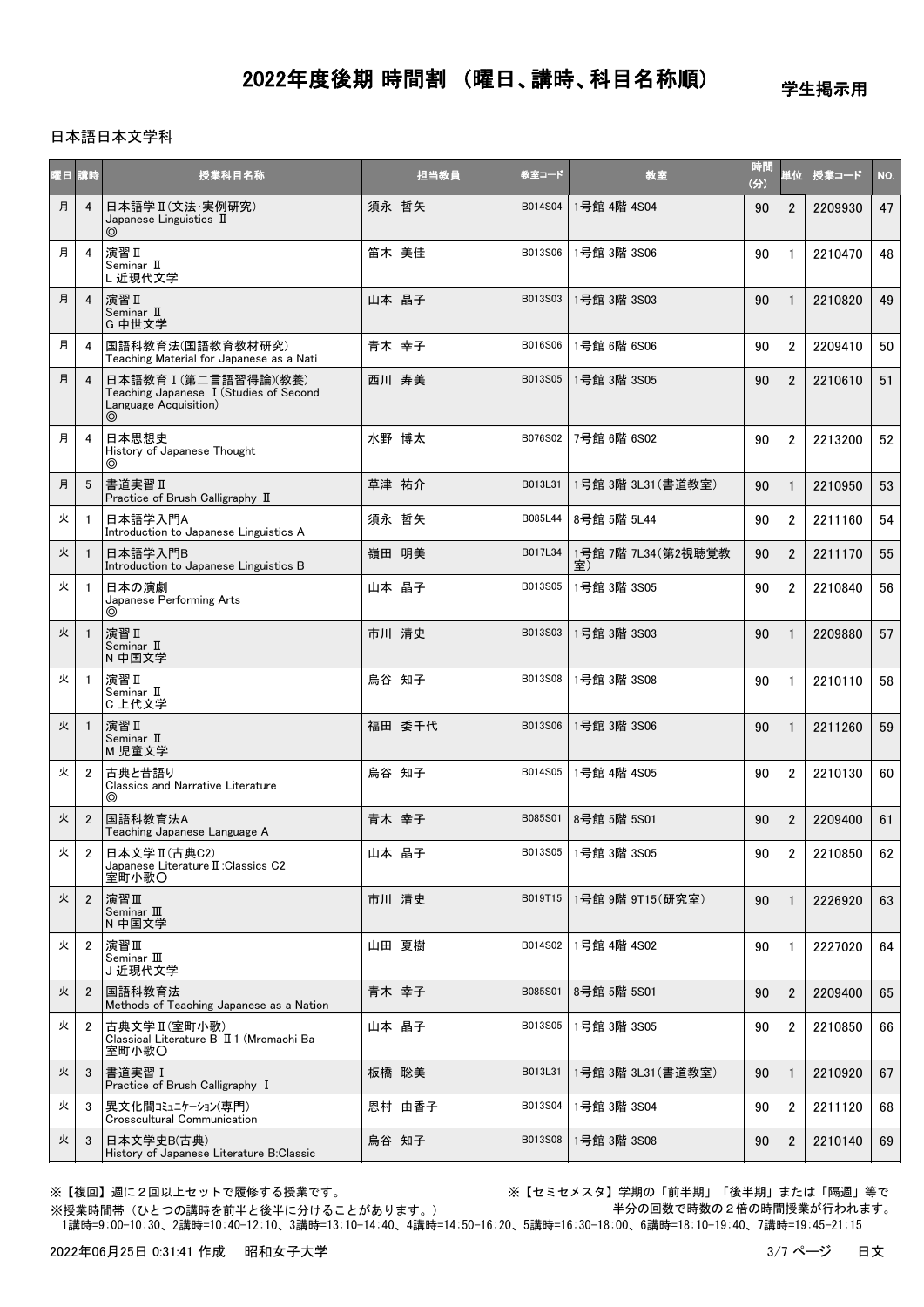# 2022年度後期 時間割 （曜日、講時、科目名称順）

学生掲示用

日本語日本文学科

| 曜日 | 講時 | 授業科目名称 | 担当教員 | 教室コード | 教室 | 時間(分) | 単位 | 授業コード | NO. |
|---|---|---|---|---|---|---|---|---|---|
| 月 | 4 | 日本語学Ⅱ(文法･実例研究)<br>Japanese Linguistics Ⅱ<br>◎ | 須永 哲矢 | B014S04 | 1号館 4階 4S04 | 90 | 2 | 2209930 | 47 |
| 月 | 4 | 演習Ⅱ<br>Seminar Ⅱ<br>L 近現代文学 | 笛木 美佳 | B013S06 | 1号館 3階 3S06 | 90 | 1 | 2210470 | 48 |
| 月 | 4 | 演習Ⅱ<br>Seminar Ⅱ<br>G 中世文学 | 山本 晶子 | B013S03 | 1号館 3階 3S03 | 90 | 1 | 2210820 | 49 |
| 月 | 4 | 国語科教育法(国語教育教材研究)<br>Teaching Material for Japanese as a Nati | 青木 幸子 | B016S06 | 1号館 6階 6S06 | 90 | 2 | 2209410 | 50 |
| 月 | 4 | 日本語教育Ⅰ(第二言語習得論)(教養)<br>Teaching Japanese Ⅰ(Studies of Second Language Acquisition)<br>◎ | 西川 寿美 | B013S05 | 1号館 3階 3S05 | 90 | 2 | 2210610 | 51 |
| 月 | 4 | 日本思想史<br>History of Japanese Thought<br>◎ | 水野 博太 | B076S02 | 7号館 6階 6S02 | 90 | 2 | 2213200 | 52 |
| 月 | 5 | 書道実習Ⅱ<br>Practice of Brush Calligraphy Ⅱ | 草津 祐介 | B013L31 | 1号館 3階 3L31(書道教室) | 90 | 1 | 2210950 | 53 |
| 火 | 1 | 日本語学入門A<br>Introduction to Japanese Linguistics A | 須永 哲矢 | B085L44 | 8号館 5階 5L44 | 90 | 2 | 2211160 | 54 |
| 火 | 1 | 日本語学入門B<br>Introduction to Japanese Linguistics B | 嶺田 明美 | B017L34 | 1号館 7階 7L34(第2視聴覚教室) | 90 | 2 | 2211170 | 55 |
| 火 | 1 | 日本の演劇<br>Japanese Performing Arts<br>◎ | 山本 晶子 | B013S05 | 1号館 3階 3S05 | 90 | 2 | 2210840 | 56 |
| 火 | 1 | 演習Ⅱ<br>Seminar Ⅱ<br>N 中国文学 | 市川 清史 | B013S03 | 1号館 3階 3S03 | 90 | 1 | 2209880 | 57 |
| 火 | 1 | 演習Ⅱ<br>Seminar Ⅱ<br>C 上代文学 | 烏谷 知子 | B013S08 | 1号館 3階 3S08 | 90 | 1 | 2210110 | 58 |
| 火 | 1 | 演習Ⅱ<br>Seminar Ⅱ<br>M 児童文学 | 福田 委千代 | B013S06 | 1号館 3階 3S06 | 90 | 1 | 2211260 | 59 |
| 火 | 2 | 古典と昔語り<br>Classics and Narrative Literature<br>◎ | 烏谷 知子 | B014S05 | 1号館 4階 4S05 | 90 | 2 | 2210130 | 60 |
| 火 | 2 | 国語科教育法A<br>Teaching Japanese Language A | 青木 幸子 | B085S01 | 8号館 5階 5S01 | 90 | 2 | 2209400 | 61 |
| 火 | 2 | 日本文学Ⅱ(古典C2)<br>Japanese Literature Ⅱ:Classics C2<br>室町小歌〇 | 山本 晶子 | B013S05 | 1号館 3階 3S05 | 90 | 2 | 2210850 | 62 |
| 火 | 2 | 演習Ⅲ<br>Seminar Ⅲ<br>N 中国文学 | 市川 清史 | B019T15 | 1号館 9階 9T15(研究室) | 90 | 1 | 2226920 | 63 |
| 火 | 2 | 演習Ⅲ<br>Seminar Ⅲ<br>J 近現代文学 | 山田 夏樹 | B014S02 | 1号館 4階 4S02 | 90 | 1 | 2227020 | 64 |
| 火 | 2 | 国語科教育法<br>Methods of Teaching Japanese as a Nation | 青木 幸子 | B085S01 | 8号館 5階 5S01 | 90 | 2 | 2209400 | 65 |
| 火 | 2 | 古典文学Ⅱ(室町小歌)<br>Classical Literature B Ⅱ1 (Mromachi Ba<br>室町小歌〇 | 山本 晶子 | B013S05 | 1号館 3階 3S05 | 90 | 2 | 2210850 | 66 |
| 火 | 3 | 書道実習Ⅰ<br>Practice of Brush Calligraphy Ⅰ | 板橋 聡美 | B013L31 | 1号館 3階 3L31(書道教室) | 90 | 1 | 2210920 | 67 |
| 火 | 3 | 異文化間ｺﾐｭﾆｹｰｼｮﾝ(専門)<br>Crosscultural Communication | 恩村 由香子 | B013S04 | 1号館 3階 3S04 | 90 | 2 | 2211120 | 68 |
| 火 | 3 | 日本文学史B(古典)<br>History of Japanese Literature B:Classic | 烏谷 知子 | B013S08 | 1号館 3階 3S08 | 90 | 2 | 2210140 | 69 |

※【複回】週に２回以上セットで履修する授業です。

※【セミセメスタ】学期の「前半期」「後半期」または「隔週」等で半分の回数で時数の２倍の時間授業が行われます。

※授業時間帯（ひとつの講時を前半と後半に分けることがあります。）

1講時=9:00-10:30、2講時=10:40-12:10、3講時=13:10-14:40、4講時=14:50-16:20、5講時=16:30-18:00、6講時=18:10-19:40、7講時=19:45-21:15

2022年06月25日 0:31:41 作成　昭和女子大学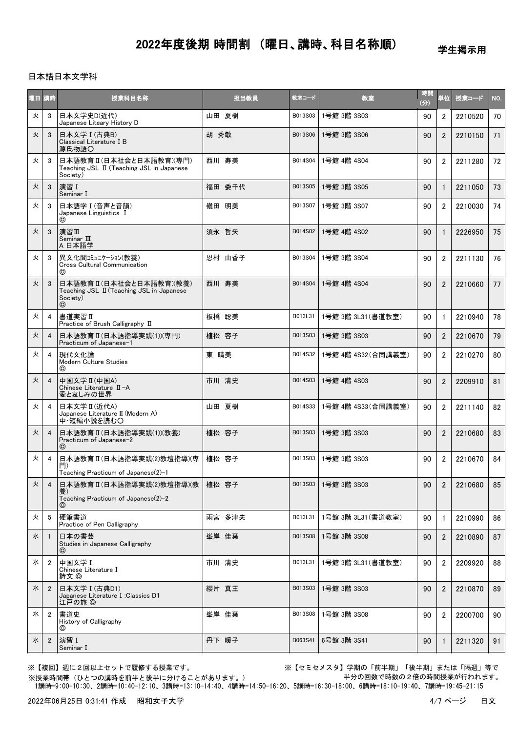# 2022年度後期 時間割 （曜日、講時、科目名称順）

学生掲示用

日本語日本文学科

| 曜日 | 講時 | 授業科目名称 | 担当教員 | 教室コード | 教室 | 時間(分) | 単位 | 授業コード | NO. |
|---|---|---|---|---|---|---|---|---|---|
| 火 | 3 | 日本文学史D(近代)<br>Japanese Liteary History D | 山田 夏樹 | B013S03 | 1号館 3階 3S03 | 90 | 2 | 2210520 | 70 |
| 火 | 3 | 日本文学Ⅰ(古典B)<br>Classical Literature Ⅰ B<br>源氏物語〇 | 胡 秀敏 | B013S06 | 1号館 3階 3S06 | 90 | 2 | 2210150 | 71 |
| 火 | 3 | 日本語教育Ⅱ(日本社会と日本語教育)(専門)<br>Teaching JSL Ⅱ (Teaching JSL in Japanese Society) | 西川 寿美 | B014S04 | 1号館 4階 4S04 | 90 | 2 | 2211280 | 72 |
| 火 | 3 | 演習Ⅰ<br>Seminar Ⅰ | 福田 委千代 | B013S05 | 1号館 3階 3S05 | 90 | 1 | 2211050 | 73 |
| 火 | 3 | 日本語学Ⅰ(音声と音韻)<br>Japanese Linguistics Ⅰ<br>◎ | 嶺田 明美 | B013S07 | 1号館 3階 3S07 | 90 | 2 | 2210030 | 74 |
| 火 | 3 | 演習Ⅲ<br>Seminar Ⅲ<br>A 日本語学 | 須永 哲矢 | B014S02 | 1号館 4階 4S02 | 90 | 1 | 2226950 | 75 |
| 火 | 3 | 異文化間ｺﾐｭﾆｹｰｼｮﾝ(教養)<br>Cross Cultural Communication<br>◎ | 恩村 由香子 | B013S04 | 1号館 3階 3S04 | 90 | 2 | 2211130 | 76 |
| 火 | 3 | 日本語教育Ⅱ(日本社会と日本語教育)(教養)<br>Teaching JSL Ⅱ(Teaching JSL in Japanese Society)<br>◎ | 西川 寿美 | B014S04 | 1号館 4階 4S04 | 90 | 2 | 2210660 | 77 |
| 火 | 4 | 書道実習Ⅱ<br>Practice of Brush Calligraphy Ⅱ | 板橋 聡美 | B013L31 | 1号館 3階 3L31(書道教室) | 90 | 1 | 2210940 | 78 |
| 火 | 4 | 日本語教育Ⅱ(日本語指導実践(1))(専門)<br>Practicum of Japanese-1 | 植松 容子 | B013S03 | 1号館 3階 3S03 | 90 | 2 | 2210670 | 79 |
| 火 | 4 | 現代文化論<br>Modern Culture Studies<br>◎ | 東 晴美 | B014S32 | 1号館 4階 4S32(合同講義室) | 90 | 2 | 2210270 | 80 |
| 火 | 4 | 中国文学Ⅱ(中国A)<br>Chinese Literature Ⅱ-A<br>愛と哀しみの世界 | 市川 清史 | B014S03 | 1号館 4階 4S03 | 90 | 2 | 2209910 | 81 |
| 火 | 4 | 日本文学Ⅱ(近代A)<br>Japanese Literature Ⅱ (Modern A)<br>中･短編小説を読む〇 | 山田 夏樹 | B014S33 | 1号館 4階 4S33(合同講義室) | 90 | 2 | 2211140 | 82 |
| 火 | 4 | 日本語教育Ⅱ(日本語指導実践(1))(教養)<br>Practicum of Japanese-2<br>◎ | 植松 容子 | B013S03 | 1号館 3階 3S03 | 90 | 2 | 2210680 | 83 |
| 火 | 4 | 日本語教育Ⅱ(日本語指導実践(2)教壇指導)(専門)<br>Teaching Practicum of Japanese(2)-1 | 植松 容子 | B013S03 | 1号館 3階 3S03 | 90 | 2 | 2210670 | 84 |
| 火 | 4 | 日本語教育Ⅱ(日本語指導実践(2)教壇指導)(教養)<br>Teaching Practicum of Japanese(2)-2<br>◎ | 植松 容子 | B013S03 | 1号館 3階 3S03 | 90 | 2 | 2210680 | 85 |
| 火 | 5 | 硬筆書道<br>Practice of Pen Calligraphy | 雨宮 多津夫 | B013L31 | 1号館 3階 3L31(書道教室) | 90 | 1 | 2210990 | 86 |
| 水 | 1 | 日本の書芸<br>Studies in Japanese Calligraphy<br>◎ | 峯岸 佳葉 | B013S08 | 1号館 3階 3S08 | 90 | 2 | 2210890 | 87 |
| 水 | 2 | 中国文学Ⅰ<br>Chinese Literature Ⅰ<br>詩文 ◎ | 市川 清史 | B013L31 | 1号館 3階 3L31(書道教室) | 90 | 2 | 2209920 | 88 |
| 水 | 2 | 日本文学Ⅰ(古典D1)<br>Japanese Literature Ⅰ :Classics D1<br>江戸の旅 ◎ | 纓片 真王 | B013S03 | 1号館 3階 3S03 | 90 | 2 | 2210870 | 89 |
| 水 | 2 | 書道史<br>History of Calligraphy<br>◎ | 峯岸 佳葉 | B013S08 | 1号館 3階 3S08 | 90 | 2 | 2200700 | 90 |
| 水 | 2 | 演習Ⅰ<br>Seminar Ⅰ | 丹下 暖子 | B063S41 | 6号館 3階 3S41 | 90 | 1 | 2211320 | 91 |

※【複回】週に２回以上セットで履修する授業です。

※【セミセメスタ】学期の「前半期」「後半期」または「隔週」等で半分の回数で時数の２倍の時間授業が行われます。

※授業時間帯（ひとつの講時を前半と後半に分けることがあります。）

1講時=9:00-10:30、2講時=10:40-12:10、3講時=13:10-14:40、4講時=14:50-16:20、5講時=16:30-18:00、6講時=18:10-19:40、7講時=19:45-21:15

2022年06月25日 0:31:41 作成　昭和女子大学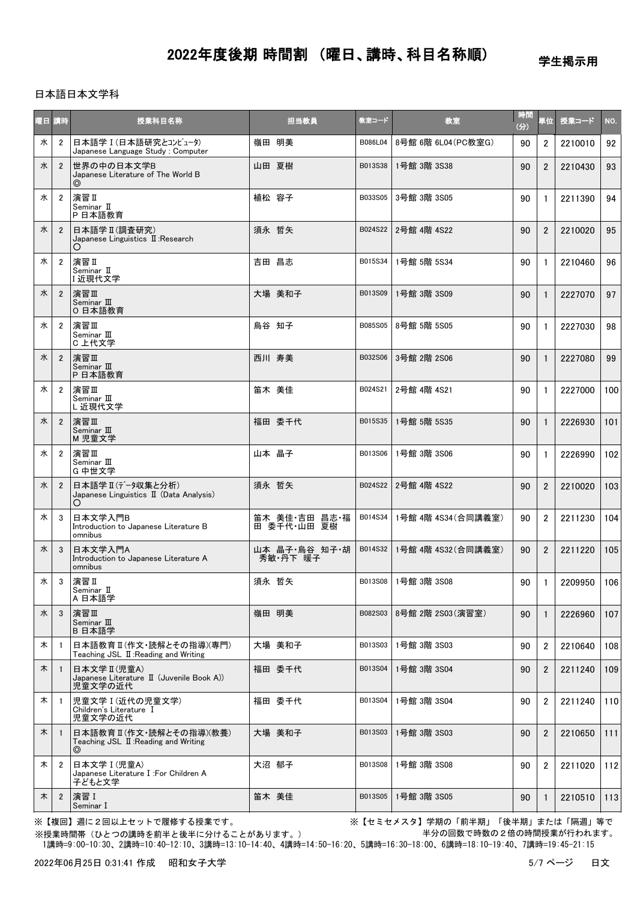# 2022年度後期 時間割 （曜日、講時、科目名称順）

学生掲示用

日本語日本文学科

| 曜日 | 講時 | 授業科目名称 | 担当教員 | 教室コード | 教室 | 時間(分) | 単位 | 授業コード | NO. |
|---|---|---|---|---|---|---|---|---|---|
| 水 | 2 | 日本語学Ⅰ(日本語研究とｺﾝﾋﾟｭｰﾀ) Japanese Language Study : Computer | 嶺田 明美 | B086L04 | 8号館 6階 6L04(PC教室G) | 90 | 2 | 2210010 | 92 |
| 水 | 2 | 世界の中の日本文学B Japanese Literature of The World B ◎ | 山田 夏樹 | B013S38 | 1号館 3階 3S38 | 90 | 2 | 2210430 | 93 |
| 水 | 2 | 演習Ⅱ Seminar Ⅱ P 日本語教育 | 植松 容子 | B033S05 | 3号館 3階 3S05 | 90 | 1 | 2211390 | 94 |
| 水 | 2 | 日本語学Ⅱ(調査研究) Japanese Linguistics Ⅱ:Research ○ | 須永 哲矢 | B024S22 | 2号館 4階 4S22 | 90 | 2 | 2210020 | 95 |
| 水 | 2 | 演習Ⅱ Seminar Ⅱ I 近現代文学 | 吉田 昌志 | B015S34 | 1号館 5階 5S34 | 90 | 1 | 2210460 | 96 |
| 水 | 2 | 演習Ⅲ Seminar Ⅲ O 日本語教育 | 大場 美和子 | B013S09 | 1号館 3階 3S09 | 90 | 1 | 2227070 | 97 |
| 水 | 2 | 演習Ⅲ Seminar Ⅲ C 上代文学 | 烏谷 知子 | B085S05 | 8号館 5階 5S05 | 90 | 1 | 2227030 | 98 |
| 水 | 2 | 演習Ⅲ Seminar Ⅲ P 日本語教育 | 西川 寿美 | B032S06 | 3号館 2階 2S06 | 90 | 1 | 2227080 | 99 |
| 水 | 2 | 演習Ⅲ Seminar Ⅲ L 近現代文学 | 笛木 美佳 | B024S21 | 2号館 4階 4S21 | 90 | 1 | 2227000 | 100 |
| 水 | 2 | 演習Ⅲ Seminar Ⅲ M 児童文学 | 福田 委千代 | B015S35 | 1号館 5階 5S35 | 90 | 1 | 2226930 | 101 |
| 水 | 2 | 演習Ⅲ Seminar Ⅲ G 中世文学 | 山本 晶子 | B013S06 | 1号館 3階 3S06 | 90 | 1 | 2226990 | 102 |
| 水 | 2 | 日本語学Ⅱ(ﾃﾞｰﾀ収集と分析) Japanese Linguistics Ⅱ (Data Analysis) ○ | 須永 哲矢 | B024S22 | 2号館 4階 4S22 | 90 | 2 | 2210020 | 103 |
| 水 | 3 | 日本文学入門B Introduction to Japanese Literature B omnibus | 笛木 美佳・吉田 昌志・福田 委千代・山田 夏樹 | B014S34 | 1号館 4階 4S34(合同講義室) | 90 | 2 | 2211230 | 104 |
| 水 | 3 | 日本文学入門A Introduction to Japanese Literature A omnibus | 山本 晶子・烏谷 知子・胡 秀敏・丹下 暖子 | B014S32 | 1号館 4階 4S32(合同講義室) | 90 | 2 | 2211220 | 105 |
| 水 | 3 | 演習Ⅱ Seminar Ⅱ A 日本語学 | 須永 哲矢 | B013S08 | 1号館 3階 3S08 | 90 | 1 | 2209950 | 106 |
| 水 | 3 | 演習Ⅲ Seminar Ⅲ B 日本語学 | 嶺田 明美 | B082S03 | 8号館 2階 2S03(演習室) | 90 | 1 | 2226960 | 107 |
| 木 | 1 | 日本語教育Ⅱ(作文・読解とその指導)(専門) Teaching JSL Ⅱ:Reading and Writing | 大場 美和子 | B013S03 | 1号館 3階 3S03 | 90 | 2 | 2210640 | 108 |
| 木 | 1 | 日本文学Ⅱ(児童A) Japanese Literature Ⅱ (Juvenile Book A)) 児童文学の近代 | 福田 委千代 | B013S04 | 1号館 3階 3S04 | 90 | 2 | 2211240 | 109 |
| 木 | 1 | 児童文学Ⅰ(近代の児童文学) Children's Literature Ⅰ 児童文学の近代 | 福田 委千代 | B013S04 | 1号館 3階 3S04 | 90 | 2 | 2211240 | 110 |
| 木 | 1 | 日本語教育Ⅱ(作文・読解とその指導)(教養) Teaching JSL Ⅱ:Reading and Writing ◎ | 大場 美和子 | B013S03 | 1号館 3階 3S03 | 90 | 2 | 2210650 | 111 |
| 木 | 2 | 日本文学Ⅰ(児童A) Japanese Literature Ⅰ:For Children A 子どもと文学 | 大沼 郁子 | B013S08 | 1号館 3階 3S08 | 90 | 2 | 2211020 | 112 |
| 木 | 2 | 演習Ⅰ Seminar Ⅰ | 笛木 美佳 | B013S05 | 1号館 3階 3S05 | 90 | 1 | 2210510 | 113 |

※【複回】週に２回以上セットで履修する授業です。

※【セミセメスタ】学期の「前半期」「後半期」または「隔週」等で半分の回数で時数の２倍の時間授業が行われます。

※授業時間帯（ひとつの講時を前半と後半に分けることがあります。）

1講時=9:00-10:30、2講時=10:40-12:10、3講時=13:10-14:40、4講時=14:50-16:20、5講時=16:30-18:00、6講時=18:10-19:40、7講時=19:45-21:15

2022年06月25日 0:31:41 作成　昭和女子大学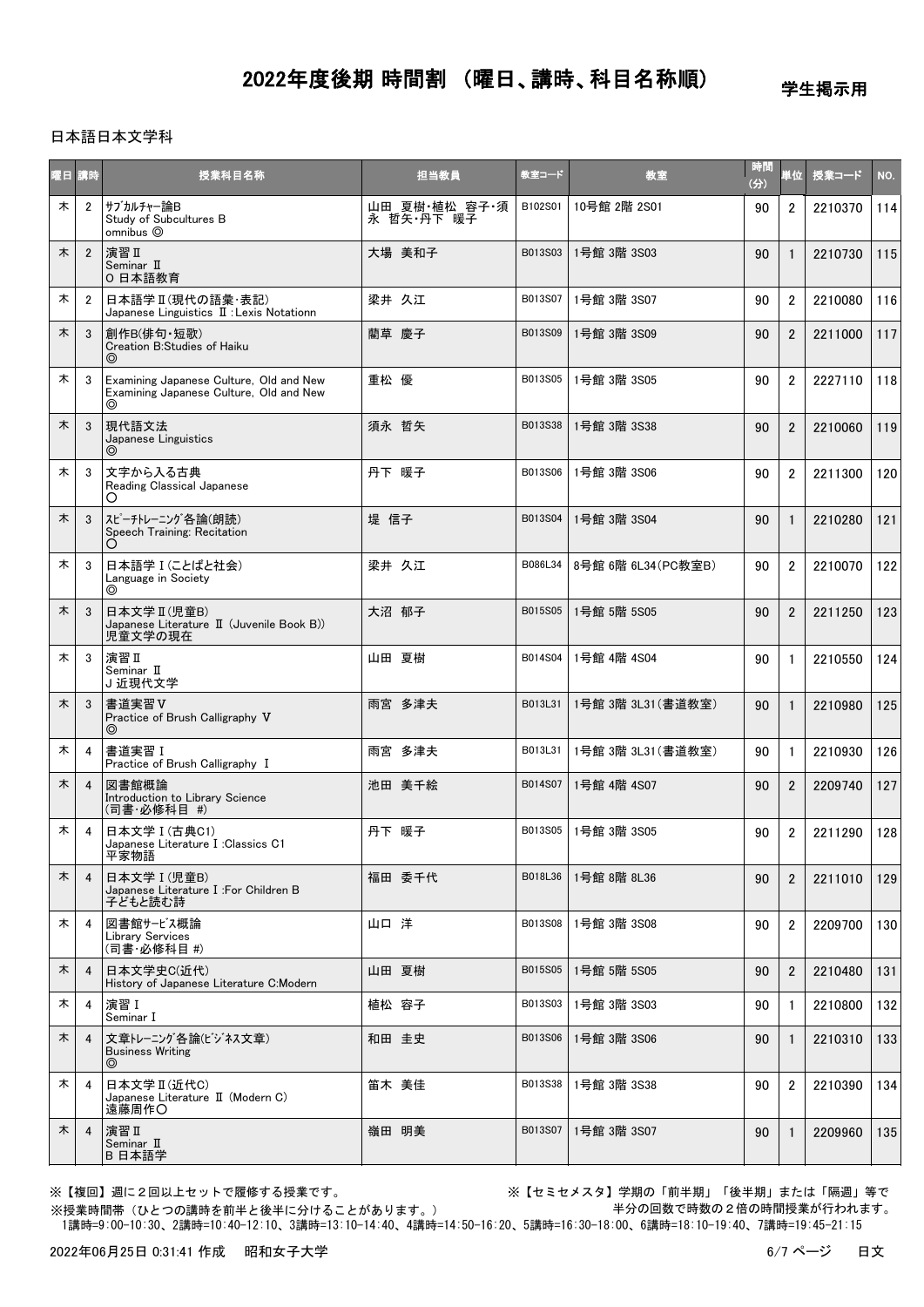# 2022年度後期 時間割 （曜日、講時、科目名称順）

学生掲示用

日本語日本文学科

| 曜日 | 講時 | 授業科目名称 | 担当教員 | 教室コード | 教室 | 時間(分) | 単位 | 授業コード | NO. |
|---|---|---|---|---|---|---|---|---|---|
| 木 | 2 | ｻﾌﾞｶﾙﾁｬｰ論B<br>Study of Subcultures B<br>omnibus ◎ | 山田 夏樹･植松 容子･須永 哲矢･丹下 暖子 | B102S01 | 10号館 2階 2S01 | 90 | 2 | 2210370 | 114 |
| 木 | 2 | 演習Ⅱ<br>Seminar Ⅱ<br>O 日本語教育 | 大場 美和子 | B013S03 | 1号館 3階 3S03 | 90 | 1 | 2210730 | 115 |
| 木 | 2 | 日本語学Ⅱ(現代の語彙･表記)<br>Japanese Linguistics Ⅱ:Lexis Notationn | 梁井 久江 | B013S07 | 1号館 3階 3S07 | 90 | 2 | 2210080 | 116 |
| 木 | 3 | 創作B(俳句･短歌)<br>Creation B:Studies of Haiku<br>◎ | 蘭草 慶子 | B013S09 | 1号館 3階 3S09 | 90 | 2 | 2211000 | 117 |
| 木 | 3 | Examining Japanese Culture, Old and New<br>Examining Japanese Culture, Old and New<br>◎ | 重松 優 | B013S05 | 1号館 3階 3S05 | 90 | 2 | 2227110 | 118 |
| 木 | 3 | 現代語文法<br>Japanese Linguistics<br>◎ | 須永 哲矢 | B013S38 | 1号館 3階 3S38 | 90 | 2 | 2210060 | 119 |
| 木 | 3 | 文字から入る古典<br>Reading Classical Japanese<br>〇 | 丹下 暖子 | B013S06 | 1号館 3階 3S06 | 90 | 2 | 2211300 | 120 |
| 木 | 3 | ｽﾋﾟｰﾁﾄﾚｰﾆﾝｸﾞ各論(朗読)<br>Speech Training: Recitation<br>〇 | 堤 信子 | B013S04 | 1号館 3階 3S04 | 90 | 1 | 2210280 | 121 |
| 木 | 3 | 日本語学Ⅰ(ことばと社会)<br>Language in Society<br>◎ | 梁井 久江 | B086L34 | 8号館 6階 6L34(PC教室B) | 90 | 2 | 2210070 | 122 |
| 木 | 3 | 日本文学Ⅱ(児童B)<br>Japanese Literature Ⅱ (Juvenile Book B))<br>児童文学の現在 | 大沼 郁子 | B015S05 | 1号館 5階 5S05 | 90 | 2 | 2211250 | 123 |
| 木 | 3 | 演習Ⅱ<br>Seminar Ⅱ<br>J 近現代文学 | 山田 夏樹 | B014S04 | 1号館 4階 4S04 | 90 | 1 | 2210550 | 124 |
| 木 | 3 | 書道実習Ⅴ<br>Practice of Brush Calligraphy Ⅴ<br>◎ | 雨宮 多津夫 | B013L31 | 1号館 3階 3L31(書道教室) | 90 | 1 | 2210980 | 125 |
| 木 | 4 | 書道実習Ⅰ<br>Practice of Brush Calligraphy Ⅰ | 雨宮 多津夫 | B013L31 | 1号館 3階 3L31(書道教室) | 90 | 1 | 2210930 | 126 |
| 木 | 4 | 図書館概論<br>Introduction to Library Science<br>(司書･必修科目 #) | 池田 美千絵 | B014S07 | 1号館 4階 4S07 | 90 | 2 | 2209740 | 127 |
| 木 | 4 | 日本文学Ⅰ(古典C1)<br>Japanese Literature Ⅰ:Classics C1<br>平家物語 | 丹下 暖子 | B013S05 | 1号館 3階 3S05 | 90 | 2 | 2211290 | 128 |
| 木 | 4 | 日本文学Ⅰ(児童B)<br>Japanese Literature Ⅰ:For Children B<br>子どもと読む詩 | 福田 委千代 | B018L36 | 1号館 8階 8L36 | 90 | 2 | 2211010 | 129 |
| 木 | 4 | 図書館ｻｰﾋﾞｽ概論<br>Library Services<br>(司書･必修科目 #) | 山口 洋 | B013S08 | 1号館 3階 3S08 | 90 | 2 | 2209700 | 130 |
| 木 | 4 | 日本文学史C(近代)<br>History of Japanese Literature C:Modern | 山田 夏樹 | B015S05 | 1号館 5階 5S05 | 90 | 2 | 2210480 | 131 |
| 木 | 4 | 演習Ⅰ<br>Seminar Ⅰ | 植松 容子 | B013S03 | 1号館 3階 3S03 | 90 | 1 | 2210800 | 132 |
| 木 | 4 | 文章ﾄﾚｰﾆﾝｸﾞ各論(ﾋﾞｼﾞﾈｽ文章)<br>Business Writing<br>◎ | 和田 圭史 | B013S06 | 1号館 3階 3S06 | 90 | 1 | 2210310 | 133 |
| 木 | 4 | 日本文学Ⅱ(近代C)<br>Japanese Literature Ⅱ (Modern C)<br>遠藤周作〇 | 笛木 美佳 | B013S38 | 1号館 3階 3S38 | 90 | 2 | 2210390 | 134 |
| 木 | 4 | 演習Ⅱ<br>Seminar Ⅱ<br>B 日本語学 | 嶺田 明美 | B013S07 | 1号館 3階 3S07 | 90 | 1 | 2209960 | 135 |

※【複回】週に２回以上セットで履修する授業です。
※授業時間帯（ひとつの講時を前半と後半に分けることがあります。）
1講時=9:00-10:30、2講時=10:40-12:10、3講時=13:10-14:40、4講時=14:50-16:20、5講時=16:30-18:00、6講時=18:10-19:40、7講時=19:45-21:15

※【セミセメスタ】学期の「前半期」「後半期」または「隔週」等で半分の回数で時数の２倍の時間授業が行われます。

2022年06月25日 0:31:41 作成　昭和女子大学　日文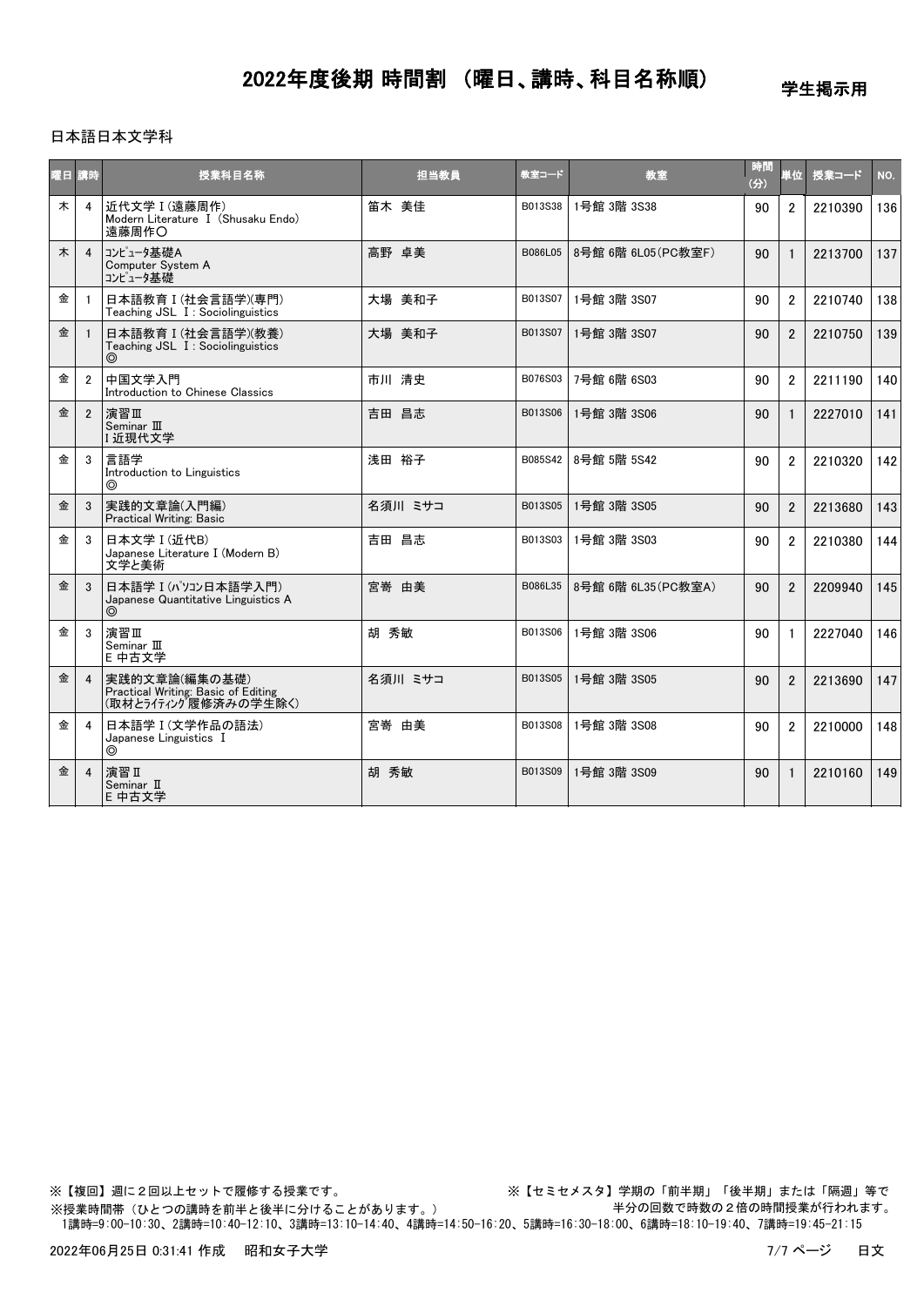# 2022年度後期 時間割 （曜日、講時、科目名称順）

学生掲示用

日本語日本文学科

| 曜日 | 講時 | 授業科目名称 | 担当教員 | 教室コード | 教室 | 時間(分) | 単位 | 授業コード | NO. |
|---|---|---|---|---|---|---|---|---|---|
| 木 | 4 | 近代文学Ⅰ(遠藤周作)<br>Modern Literature Ⅰ (Shusaku Endo)<br>遠藤周作〇 | 笛木 美佳 | B013S38 | 1号館 3階 3S38 | 90 | 2 | 2210390 | 136 |
| 木 | 4 | ｺﾝﾋﾟｭｰﾀ基礎A<br>Computer System A<br>ｺﾝﾋﾟｭｰﾀ基礎 | 高野 卓美 | B086L05 | 8号館 6階 6L05(PC教室F) | 90 | 1 | 2213700 | 137 |
| 金 | 1 | 日本語教育Ⅰ(社会言語学)(専門)<br>Teaching JSL Ⅰ: Sociolinguistics | 大場 美和子 | B013S07 | 1号館 3階 3S07 | 90 | 2 | 2210740 | 138 |
| 金 | 1 | 日本語教育Ⅰ(社会言語学)(教養)<br>Teaching JSL Ⅰ: Sociolinguistics<br>◎ | 大場 美和子 | B013S07 | 1号館 3階 3S07 | 90 | 2 | 2210750 | 139 |
| 金 | 2 | 中国文学入門<br>Introduction to Chinese Classics | 市川 清史 | B076S03 | 7号館 6階 6S03 | 90 | 2 | 2211190 | 140 |
| 金 | 2 | 演習Ⅲ<br>Seminar Ⅲ<br>I 近現代文学 | 吉田 昌志 | B013S06 | 1号館 3階 3S06 | 90 | 1 | 2227010 | 141 |
| 金 | 3 | 言語学<br>Introduction to Linguistics<br>◎ | 浅田 裕子 | B085S42 | 8号館 5階 5S42 | 90 | 2 | 2210320 | 142 |
| 金 | 3 | 実践的文章論(入門編)<br>Practical Writing: Basic | 名須川 ミサコ | B013S05 | 1号館 3階 3S05 | 90 | 2 | 2213680 | 143 |
| 金 | 3 | 日本文学Ⅰ(近代B)<br>Japanese Literature Ⅰ (Modern B)<br>文学と美術 | 吉田 昌志 | B013S03 | 1号館 3階 3S03 | 90 | 2 | 2210380 | 144 |
| 金 | 3 | 日本語学Ⅰ(ﾊﾟｿｺﾝ日本語学入門)<br>Japanese Quantitative Linguistics A<br>◎ | 宮嵜 由美 | B086L35 | 8号館 6階 6L35(PC教室A) | 90 | 2 | 2209940 | 145 |
| 金 | 3 | 演習Ⅲ<br>Seminar Ⅲ<br>E 中古文学 | 胡 秀敏 | B013S06 | 1号館 3階 3S06 | 90 | 1 | 2227040 | 146 |
| 金 | 4 | 実践的文章論(編集の基礎)<br>Practical Writing: Basic of Editing<br>(取材とﾗｲﾃｨﾝｸﾞ履修済みの学生除く) | 名須川 ミサコ | B013S05 | 1号館 3階 3S05 | 90 | 2 | 2213690 | 147 |
| 金 | 4 | 日本語学Ⅰ(文学作品の語法)<br>Japanese Linguistics Ⅰ<br>◎ | 宮嵜 由美 | B013S08 | 1号館 3階 3S08 | 90 | 2 | 2210000 | 148 |
| 金 | 4 | 演習Ⅱ<br>Seminar Ⅱ<br>E 中古文学 | 胡 秀敏 | B013S09 | 1号館 3階 3S09 | 90 | 1 | 2210160 | 149 |

※【複回】週に２回以上セットで履修する授業です。

※【セミセメスタ】学期の「前半期」「後半期」または「隔週」等で半分の回数で時数の２倍の時間授業が行われます。

※授業時間帯（ひとつの講時を前半と後半に分けることがあります。）

1講時=9:00-10:30、2講時=10:40-12:10、3講時=13:10-14:40、4講時=14:50-16:20、5講時=16:30-18:00、6講時=18:10-19:40、7講時=19:45-21:15

2022年06月25日 0:31:41 作成　昭和女子大学　日文